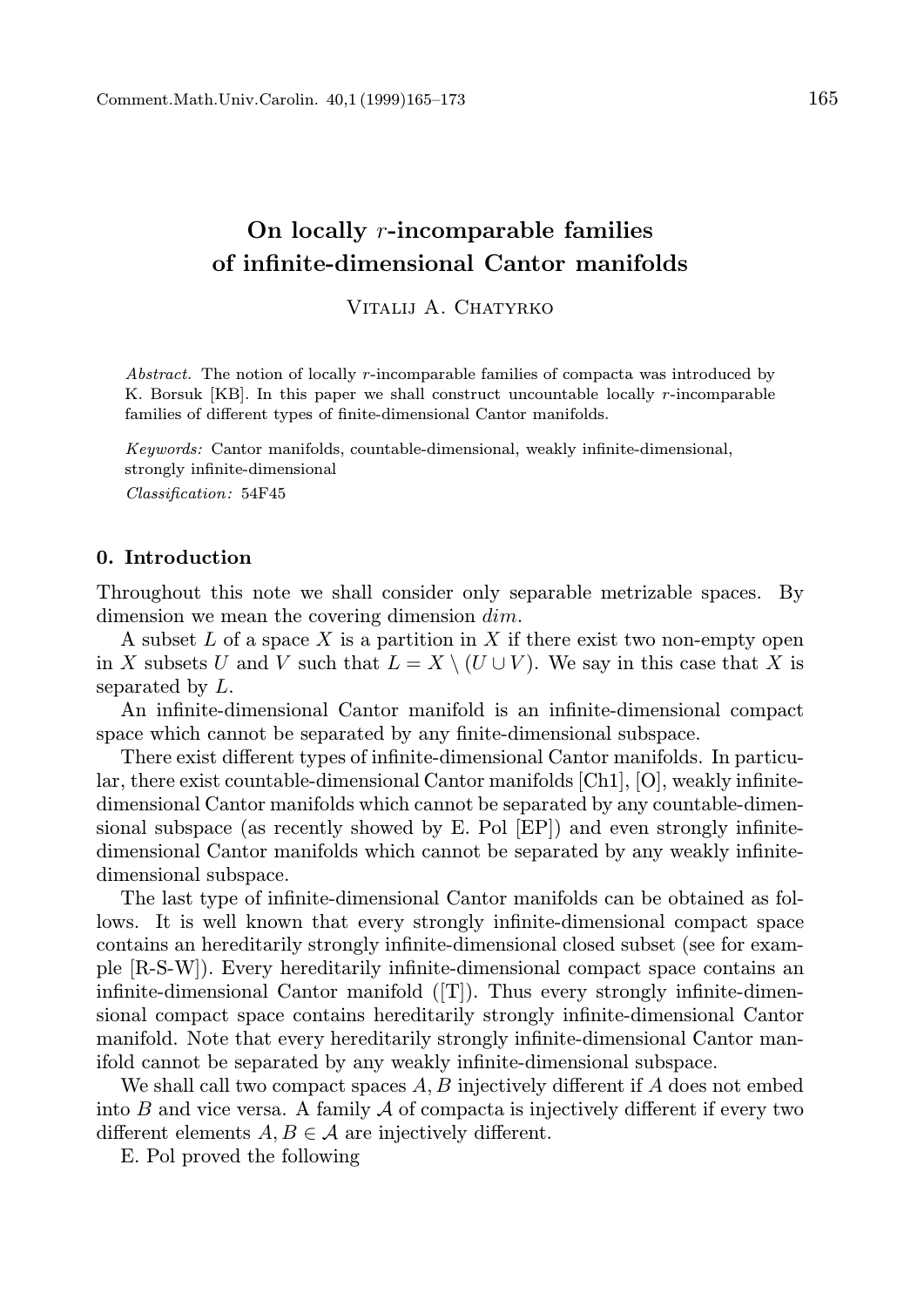# On locally $r$-incomparable families of infinite-dimensional Cantor manifolds

Vitalij A. Chatyrko

*Abstract.* The notion of locally $r$-incomparable families of compacta was introduced by K. Borsuk [KB]. In this paper we shall construct uncountable locally $r$-incomparable families of different types of finite-dimensional Cantor manifolds.

*Keywords:* Cantor manifolds, countable-dimensional, weakly infinite-dimensional, strongly infinite-dimensional

*Classification:* 54F45

## 0. Introduction

Throughout this note we shall consider only separable metrizable spaces. By dimension we mean the covering dimension *dim*.

A subset $L$ of a space $X$ is a partition in $X$ if there exist two non-empty open in $X$ subsets $U$ and $V$ such that $L = X \setminus (U \cup V)$. We say in this case that $X$ is separated by $L$.

An infinite-dimensional Cantor manifold is an infinite-dimensional compact space which cannot be separated by any finite-dimensional subspace.

There exist different types of infinite-dimensional Cantor manifolds. In particular, there exist countable-dimensional Cantor manifolds [Ch1], [O], weakly infinite-dimensional Cantor manifolds which cannot be separated by any countable-dimensional subspace (as recently showed by E. Pol [EP]) and even strongly infinite-dimensional Cantor manifolds which cannot be separated by any weakly infinite-dimensional subspace.

The last type of infinite-dimensional Cantor manifolds can be obtained as follows. It is well known that every strongly infinite-dimensional compact space contains an hereditarily strongly infinite-dimensional closed subset (see for example [R-S-W]). Every hereditarily infinite-dimensional compact space contains an infinite-dimensional Cantor manifold ([T]). Thus every strongly infinite-dimensional compact space contains hereditarily strongly infinite-dimensional Cantor manifold. Note that every hereditarily strongly infinite-dimensional Cantor manifold cannot be separated by any weakly infinite-dimensional subspace.

We shall call two compact spaces $A, B$ injectively different if $A$ does not embed into $B$ and vice versa. A family $\mathcal{A}$ of compacta is injectively different if every two different elements $A, B \in \mathcal{A}$ are injectively different.

E. Pol proved the following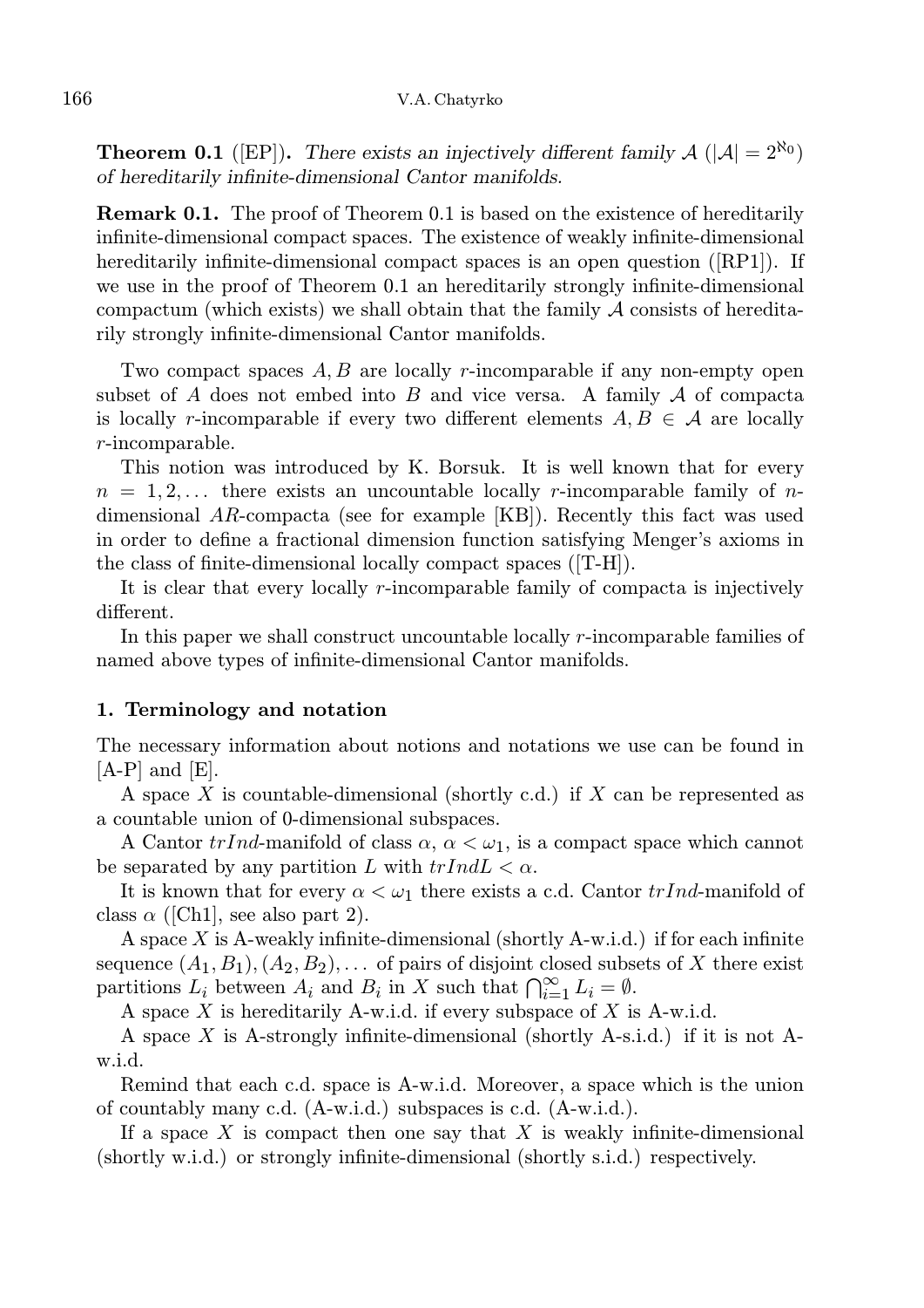**Theorem 0.1** ([EP]). *There exists an injectively different family $\mathcal{A}$ ($|\mathcal{A}| = 2^{\aleph_0}$) of hereditarily infinite-dimensional Cantor manifolds.*

**Remark 0.1.** The proof of Theorem 0.1 is based on the existence of hereditarily infinite-dimensional compact spaces. The existence of weakly infinite-dimensional hereditarily infinite-dimensional compact spaces is an open question ([RP1]). If we use in the proof of Theorem 0.1 an hereditarily strongly infinite-dimensional compactum (which exists) we shall obtain that the family $\mathcal{A}$ consists of hereditarily strongly infinite-dimensional Cantor manifolds.

Two compact spaces $A, B$ are locally $r$-incomparable if any non-empty open subset of $A$ does not embed into $B$ and vice versa. A family $\mathcal{A}$ of compacta is locally $r$-incomparable if every two different elements $A, B \in \mathcal{A}$ are locally $r$-incomparable.

This notion was introduced by K. Borsuk. It is well known that for every $n = 1, 2, \dots$ there exists an uncountable locally $r$-incomparable family of $n$-dimensional $AR$-compacta (see for example [KB]). Recently this fact was used in order to define a fractional dimension function satisfying Menger's axioms in the class of finite-dimensional locally compact spaces ([T-H]).

It is clear that every locally $r$-incomparable family of compacta is injectively different.

In this paper we shall construct uncountable locally $r$-incomparable families of named above types of infinite-dimensional Cantor manifolds.

## 1. Terminology and notation

The necessary information about notions and notations we use can be found in [A-P] and [E].

A space $X$ is countable-dimensional (shortly c.d.) if $X$ can be represented as a countable union of 0-dimensional subspaces.

A Cantor $trInd$-manifold of class $\alpha$, $\alpha < \omega_1$, is a compact space which cannot be separated by any partition $L$ with $trInd L < \alpha$.

It is known that for every $\alpha < \omega_1$ there exists a c.d. Cantor $trInd$-manifold of class $\alpha$ ([Ch1], see also part 2).

A space $X$ is A-weakly infinite-dimensional (shortly A-w.i.d.) if for each infinite sequence $(A_1, B_1), (A_2, B_2), \dots$ of pairs of disjoint closed subsets of $X$ there exist partitions $L_i$ between $A_i$ and $B_i$ in $X$ such that $\bigcap_{i=1}^{\infty} L_i = \emptyset$.

A space $X$ is hereditarily A-w.i.d. if every subspace of $X$ is A-w.i.d.

A space $X$ is A-strongly infinite-dimensional (shortly A-s.i.d.) if it is not A-w.i.d.

Remind that each c.d. space is A-w.i.d. Moreover, a space which is the union of countably many c.d. (A-w.i.d.) subspaces is c.d. (A-w.i.d.).

If a space $X$ is compact then one say that $X$ is weakly infinite-dimensional (shortly w.i.d.) or strongly infinite-dimensional (shortly s.i.d.) respectively.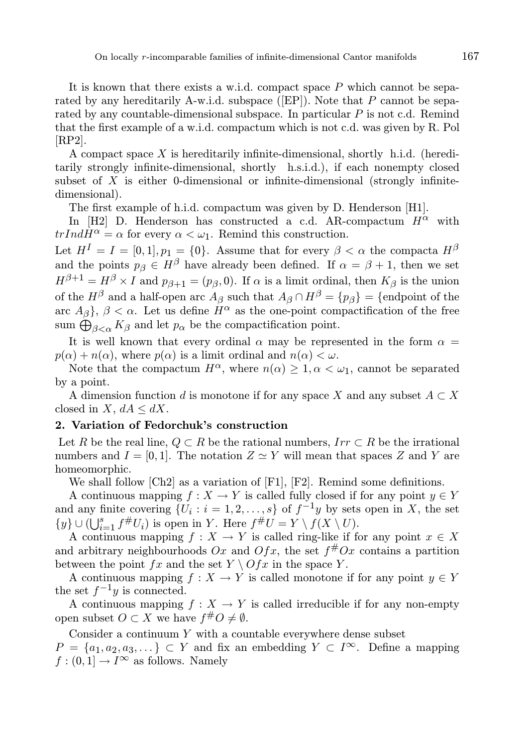It is known that there exists a w.i.d. compact space $P$ which cannot be separated by any hereditarily A-w.i.d. subspace ([EP]). Note that $P$ cannot be separated by any countable-dimensional subspace. In particular $P$ is not c.d. Remind that the first example of a w.i.d. compactum which is not c.d. was given by R. Pol [RP2].

A compact space $X$ is hereditarily infinite-dimensional, shortly h.i.d. (hereditarily strongly infinite-dimensional, shortly h.s.i.d.), if each nonempty closed subset of $X$ is either 0-dimensional or infinite-dimensional (strongly infinite-dimensional).

The first example of h.i.d. compactum was given by D. Henderson [H1].

In [H2] D. Henderson has constructed a c.d. AR-compactum $H^\alpha$ with $trIndH^\alpha = \alpha$ for every $\alpha < \omega_1$. Remind this construction.

Let $H^I = I = [0,1], p_1 = \{0\}$. Assume that for every $\beta < \alpha$ the compacta $H^\beta$ and the points $p_\beta \in H^\beta$ have already been defined. If $\alpha = \beta + 1$, then we set $H^{\beta+1} = H^\beta \times I$ and $p_{\beta+1} = (p_\beta, 0)$. If $\alpha$ is a limit ordinal, then $K_\beta$ is the union of the $H^\beta$ and a half-open arc $A_\beta$ such that $A_\beta \cap H^\beta = \{p_\beta\} = \{$endpoint of the arc $A_\beta\}$, $\beta < \alpha$. Let us define $H^\alpha$ as the one-point compactification of the free sum $\bigoplus_{\beta<\alpha} K_\beta$ and let $p_\alpha$ be the compactification point.

It is well known that every ordinal $\alpha$ may be represented in the form $\alpha = p(\alpha) + n(\alpha)$, where $p(\alpha)$ is a limit ordinal and $n(\alpha) < \omega$.

Note that the compactum $H^\alpha$, where $n(\alpha) \geq 1, \alpha < \omega_1$, cannot be separated by a point.

A dimension function $d$ is monotone if for any space $X$ and any subset $A \subset X$ closed in $X$, $dA \leq dX$.

## 2. Variation of Fedorchuk's construction

Let $R$ be the real line, $Q \subset R$ be the rational numbers, $Irr \subset R$ be the irrational numbers and $I = [0,1]$. The notation $Z \simeq Y$ will mean that spaces $Z$ and $Y$ are homeomorphic.

We shall follow [Ch2] as a variation of [F1], [F2]. Remind some definitions.

A continuous mapping $f : X \to Y$ is called fully closed if for any point $y \in Y$ and any finite covering $\{U_i : i = 1, 2, \ldots, s\}$ of $f^{-1}y$ by sets open in $X$, the set $\{y\} \cup (\bigcup_{i=1}^s f^\# U_i)$ is open in $Y$. Here $f^\# U = Y \setminus f(X \setminus U)$.

A continuous mapping $f : X \to Y$ is called ring-like if for any point $x \in X$ and arbitrary neighbourhoods $Ox$ and $Ofx$, the set $f^\# Ox$ contains a partition between the point $fx$ and the set $Y \setminus Ofx$ in the space $Y$.

A continuous mapping $f : X \to Y$ is called monotone if for any point $y \in Y$ the set $f^{-1}y$ is connected.

A continuous mapping $f : X \to Y$ is called irreducible if for any non-empty open subset $O \subset X$ we have $f^\# O \neq \emptyset$.

Consider a continuum $Y$ with a countable everywhere dense subset $P = \{a_1, a_2, a_3, \ldots\} \subset Y$ and fix an embedding $Y \subset I^\infty$. Define a mapping $f : (0,1] \to I^\infty$ as follows. Namely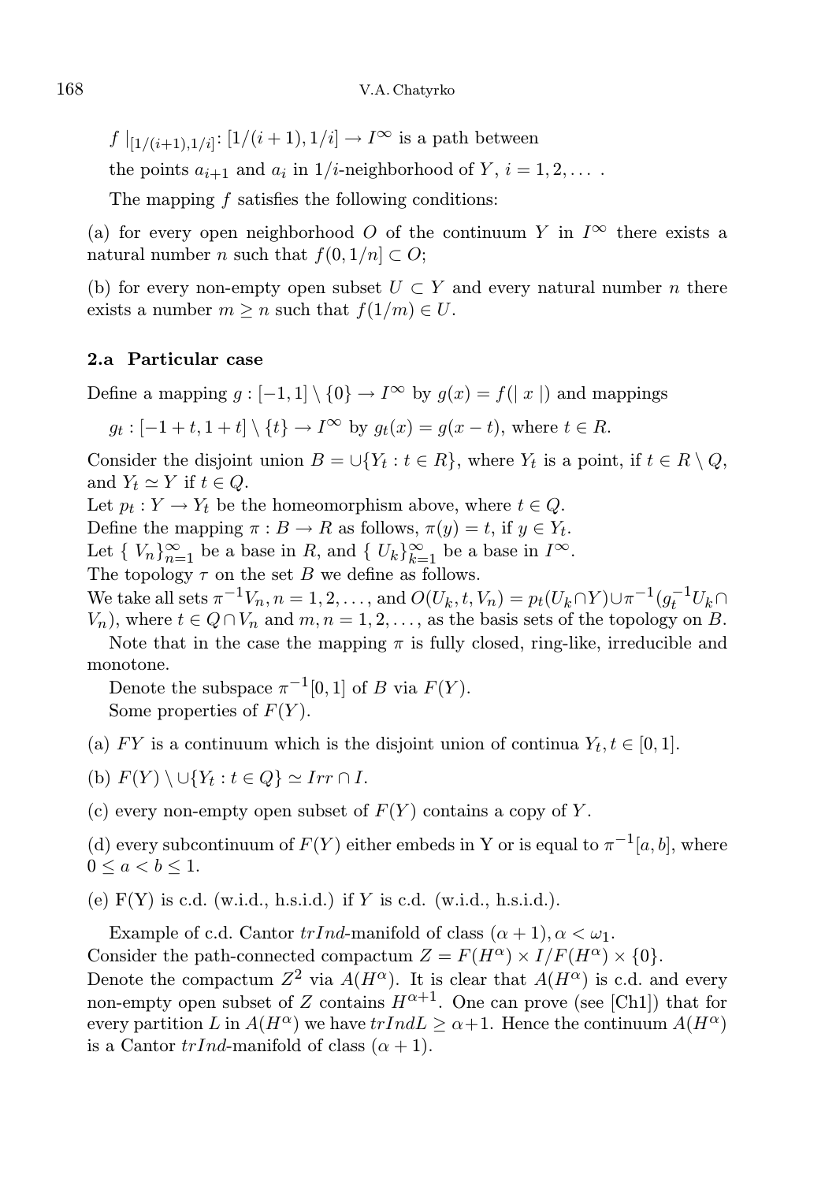$f|_{[1/(i+1),1/i]}$: $[1/(i+1), 1/i] \to I^\infty$ is a path between

the points $a_{i+1}$ and $a_i$ in $1/i$-neighborhood of $Y$, $i = 1, 2, \ldots$ .

The mapping $f$ satisfies the following conditions:

(a) for every open neighborhood $O$ of the continuum $Y$ in $I^\infty$ there exists a natural number $n$ such that $f(0, 1/n] \subset O$;

(b) for every non-empty open subset $U \subset Y$ and every natural number $n$ there exists a number $m \geq n$ such that $f(1/m) \in U$.

### 2.a Particular case

Define a mapping $g : [-1, 1] \setminus \{0\} \to I^\infty$ by $g(x) = f(|x|)$ and mappings

$g_t : [-1+t, 1+t] \setminus \{t\} \to I^\infty$ by $g_t(x) = g(x-t)$, where $t \in R$.

Consider the disjoint union $B = \cup\{Y_t : t \in R\}$, where $Y_t$ is a point, if $t \in R \setminus Q$, and $Y_t \simeq Y$ if $t \in Q$.
Let $p_t : Y \to Y_t$ be the homeomorphism above, where $t \in Q$.
Define the mapping $\pi : B \to R$ as follows, $\pi(y) = t$, if $y \in Y_t$.
Let $\{V_n\}_{n=1}^\infty$ be a base in $R$, and $\{U_k\}_{k=1}^\infty$ be a base in $I^\infty$.
The topology $\tau$ on the set $B$ we define as follows.
We take all sets $\pi^{-1}V_n, n = 1, 2, \ldots$, and $O(U_k, t, V_n) = p_t(U_k \cap Y) \cup \pi^{-1}(g_t^{-1}U_k \cap V_n)$, where $t \in Q \cap V_n$ and $m, n = 1, 2, \ldots$, as the basis sets of the topology on $B$.

Note that in the case the mapping $\pi$ is fully closed, ring-like, irreducible and monotone.

Denote the subspace $\pi^{-1}[0, 1]$ of $B$ via $F(Y)$.

Some properties of $F(Y)$.

(a) $FY$ is a continuum which is the disjoint union of continua $Y_t, t \in [0, 1]$.

(b) $F(Y) \setminus \cup\{Y_t : t \in Q\} \simeq Irr \cap I$.

(c) every non-empty open subset of $F(Y)$ contains a copy of $Y$.

(d) every subcontinuum of $F(Y)$ either embeds in Y or is equal to $\pi^{-1}[a, b]$, where $0 \leq a < b \leq 1$.

(e) F(Y) is c.d. (w.i.d., h.s.i.d.) if $Y$ is c.d. (w.i.d., h.s.i.d.).

Example of c.d. Cantor $trInd$-manifold of class $(\alpha + 1), \alpha < \omega_1$.
Consider the path-connected compactum $Z = F(H^\alpha) \times I / F(H^\alpha) \times \{0\}$.
Denote the compactum $Z^2$ via $A(H^\alpha)$. It is clear that $A(H^\alpha)$ is c.d. and every non-empty open subset of $Z$ contains $H^{\alpha+1}$. One can prove (see [Ch1]) that for every partition $L$ in $A(H^\alpha)$ we have $trIndL \geq \alpha + 1$. Hence the continuum $A(H^\alpha)$ is a Cantor $trInd$-manifold of class $(\alpha + 1)$.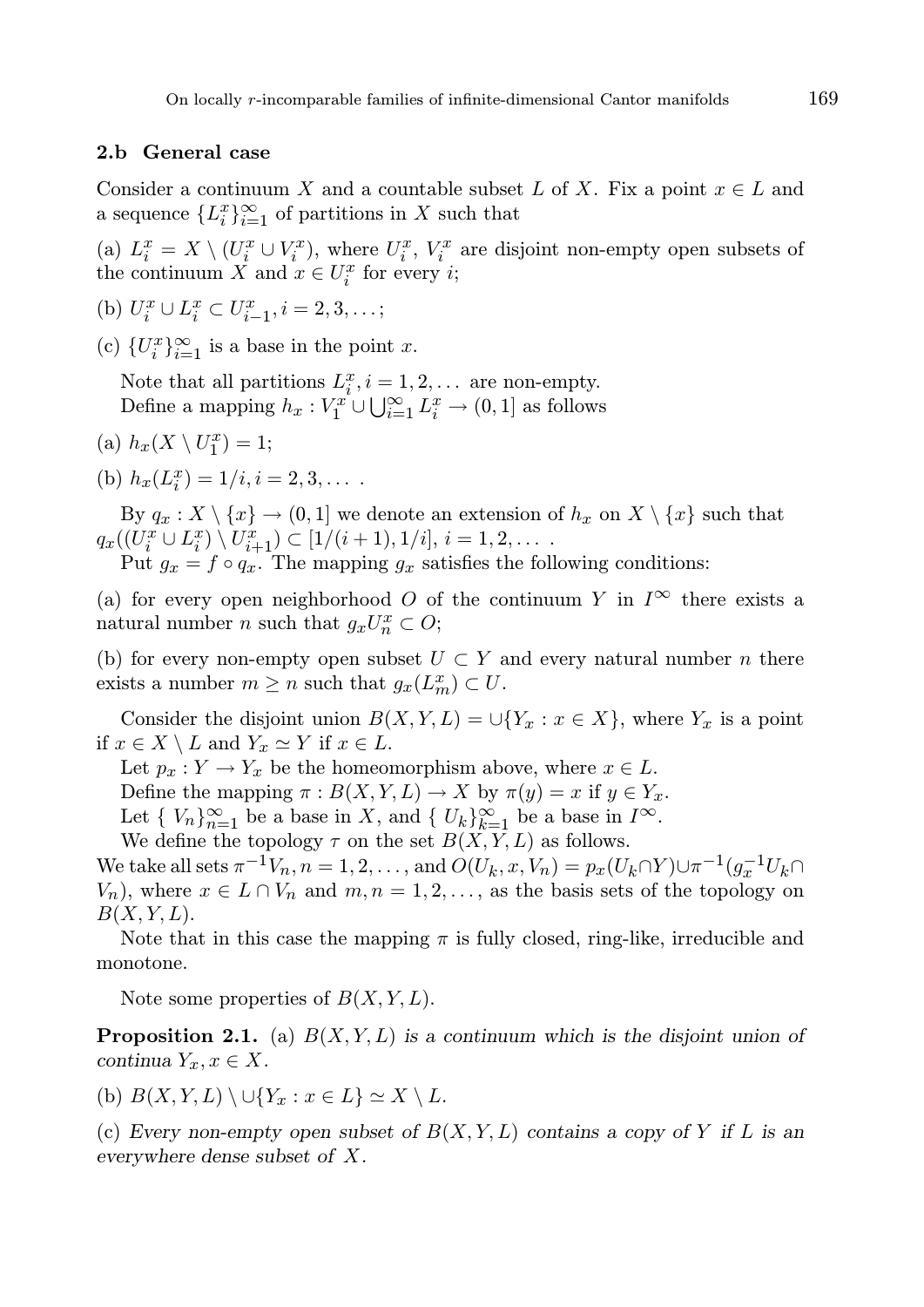### 2.b General case

Consider a continuum $X$ and a countable subset $L$ of $X$. Fix a point $x \in L$ and a sequence $\{L_i^x\}_{i=1}^{\infty}$ of partitions in $X$ such that

(a) $L_i^x = X \setminus (U_i^x \cup V_i^x)$, where $U_i^x$, $V_i^x$ are disjoint non-empty open subsets of the continuum $X$ and $x \in U_i^x$ for every $i$;

(b) $U_i^x \cup L_i^x \subset U_{i-1}^x$, $i = 2, 3, \ldots$;

(c) $\{U_i^x\}_{i=1}^{\infty}$ is a base in the point $x$.

Note that all partitions $L_i^x$, $i = 1, 2, \ldots$ are non-empty.

Define a mapping $h_x : V_1^x \cup \bigcup_{i=1}^{\infty} L_i^x \to (0, 1]$ as follows

(a) $h_x(X \setminus U_1^x) = 1$;

(b) $h_x(L_i^x) = 1/i, i = 2, 3, \ldots$ .

By $q_x : X \setminus \{x\} \to (0, 1]$ we denote an extension of $h_x$ on $X \setminus \{x\}$ such that $q_x((U_i^x \cup L_i^x) \setminus U_{i+1}^x) \subset [1/(i+1), 1/i]$, $i = 1, 2, \ldots$ .

Put $g_x = f \circ q_x$. The mapping $g_x$ satisfies the following conditions:

(a) for every open neighborhood $O$ of the continuum $Y$ in $I^{\infty}$ there exists a natural number $n$ such that $g_x U_n^x \subset O$;

(b) for every non-empty open subset $U \subset Y$ and every natural number $n$ there exists a number $m \geq n$ such that $g_x(L_m^x) \subset U$.

Consider the disjoint union $B(X, Y, L) = \cup\{Y_x : x \in X\}$, where $Y_x$ is a point if $x \in X \setminus L$ and $Y_x \simeq Y$ if $x \in L$.

Let $p_x : Y \to Y_x$ be the homeomorphism above, where $x \in L$.

Define the mapping $\pi : B(X, Y, L) \to X$ by $\pi(y) = x$ if $y \in Y_x$.

Let $\{\, V_n\}_{n=1}^{\infty}$ be a base in $X$, and $\{\, U_k\}_{k=1}^{\infty}$ be a base in $I^{\infty}$.

We define the topology $\tau$ on the set $B(X, Y, L)$ as follows.

We take all sets $\pi^{-1}V_n, n = 1, 2, \ldots$, and $O(U_k, x, V_n) = p_x(U_k \cap Y) \cup \pi^{-1}(g_x^{-1}U_k \cap V_n)$, where $x \in L \cap V_n$ and $m, n = 1, 2, \ldots$, as the basis sets of the topology on $B(X, Y, L)$.

Note that in this case the mapping $\pi$ is fully closed, ring-like, irreducible and monotone.

Note some properties of $B(X, Y, L)$.

**Proposition 2.1.** (a) *$B(X, Y, L)$ is a continuum which is the disjoint union of continua $Y_x, x \in X$.*

(b) $B(X, Y, L) \setminus \cup\{Y_x : x \in L\} \simeq X \setminus L$.

(c) *Every non-empty open subset of $B(X, Y, L)$ contains a copy of $Y$ if $L$ is an everywhere dense subset of $X$.*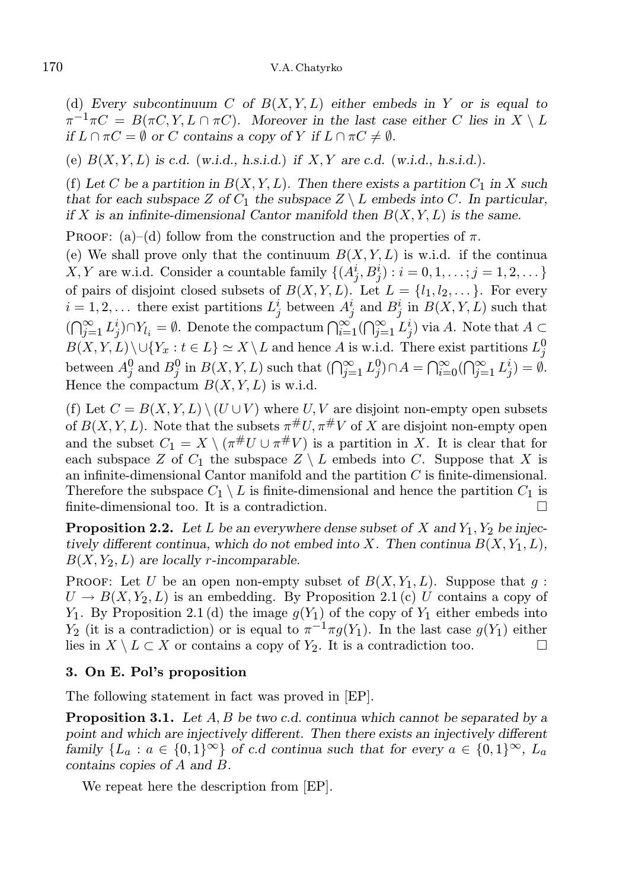(d) *Every subcontinuum $C$ of $B(X,Y,L)$ either embeds in $Y$ or is equal to $\pi^{-1}\pi C = B(\pi C, Y, L \cap \pi C)$. Moreover in the last case either $C$ lies in $X \setminus L$ if $L \cap \pi C = \emptyset$ or $C$ contains a copy of $Y$ if $L \cap \pi C \neq \emptyset$.*

(e) *$B(X,Y,L)$ is c.d. (w.i.d., h.s.i.d.) if $X, Y$ are c.d. (w.i.d., h.s.i.d.).*

(f) *Let $C$ be a partition in $B(X,Y,L)$. Then there exists a partition $C_1$ in $X$ such that for each subspace $Z$ of $C_1$ the subspace $Z \setminus L$ embeds into $C$. In particular, if $X$ is an infinite-dimensional Cantor manifold then $B(X,Y,L)$ is the same.*

Proof: (a)–(d) follow from the construction and the properties of $\pi$.

(e) We shall prove only that the continuum $B(X,Y,L)$ is w.i.d. if the continua $X, Y$ are w.i.d. Consider a countable family $\{(A^i_j, B^i_j) : i = 0, 1, \dots; j = 1, 2, \dots\}$ of pairs of disjoint closed subsets of $B(X,Y,L)$. Let $L = \{l_1, l_2, \dots\}$. For every $i = 1, 2, \dots$ there exist partitions $L^i_j$ between $A^i_j$ and $B^i_j$ in $B(X,Y,L)$ such that $(\bigcap_{j=1}^\infty L^i_j) \cap Y_{l_i} = \emptyset$. Denote the compactum $\bigcap_{i=1}^\infty (\bigcap_{j=1}^\infty L^i_j)$ via $A$. Note that $A \subset B(X,Y,L) \setminus \cup\{Y_x : t \in L\} \simeq X \setminus L$ and hence $A$ is w.i.d. There exist partitions $L^0_j$ between $A^0_j$ and $B^0_j$ in $B(X,Y,L)$ such that $(\bigcap_{j=1}^\infty L^0_j) \cap A = \bigcap_{i=0}^\infty (\bigcap_{j=1}^\infty L^i_j) = \emptyset$. Hence the compactum $B(X,Y,L)$ is w.i.d.

(f) Let $C = B(X,Y,L) \setminus (U \cup V)$ where $U, V$ are disjoint non-empty open subsets of $B(X,Y,L)$. Note that the subsets $\pi^\# U, \pi^\# V$ of $X$ are disjoint non-empty open and the subset $C_1 = X \setminus (\pi^\# U \cup \pi^\# V)$ is a partition in $X$. It is clear that for each subspace $Z$ of $C_1$ the subspace $Z \setminus L$ embeds into $C$. Suppose that $X$ is an infinite-dimensional Cantor manifold and the partition $C$ is finite-dimensional. Therefore the subspace $C_1 \setminus L$ is finite-dimensional and hence the partition $C_1$ is finite-dimensional too. It is a contradiction. $\square$

**Proposition 2.2.** *Let $L$ be an everywhere dense subset of $X$ and $Y_1, Y_2$ be injectively different continua, which do not embed into $X$. Then continua $B(X, Y_1, L)$, $B(X, Y_2, L)$ are locally r-incomparable.*

Proof: Let $U$ be an open non-empty subset of $B(X, Y_1, L)$. Suppose that $g : U \to B(X, Y_2, L)$ is an embedding. By Proposition 2.1 (c) $U$ contains a copy of $Y_1$. By Proposition 2.1 (d) the image $g(Y_1)$ of the copy of $Y_1$ either embeds into $Y_2$ (it is a contradiction) or is equal to $\pi^{-1}\pi g(Y_1)$. In the last case $g(Y_1)$ either lies in $X \setminus L \subset X$ or contains a copy of $Y_2$. It is a contradiction too. $\square$

## 3. On E. Pol's proposition

The following statement in fact was proved in [EP].

**Proposition 3.1.** *Let $A, B$ be two c.d. continua which cannot be separated by a point and which are injectively different. Then there exists an injectively different family $\{L_a : a \in \{0,1\}^\infty\}$ of c.d continua such that for every $a \in \{0,1\}^\infty$, $L_a$ contains copies of $A$ and $B$.*

We repeat here the description from [EP].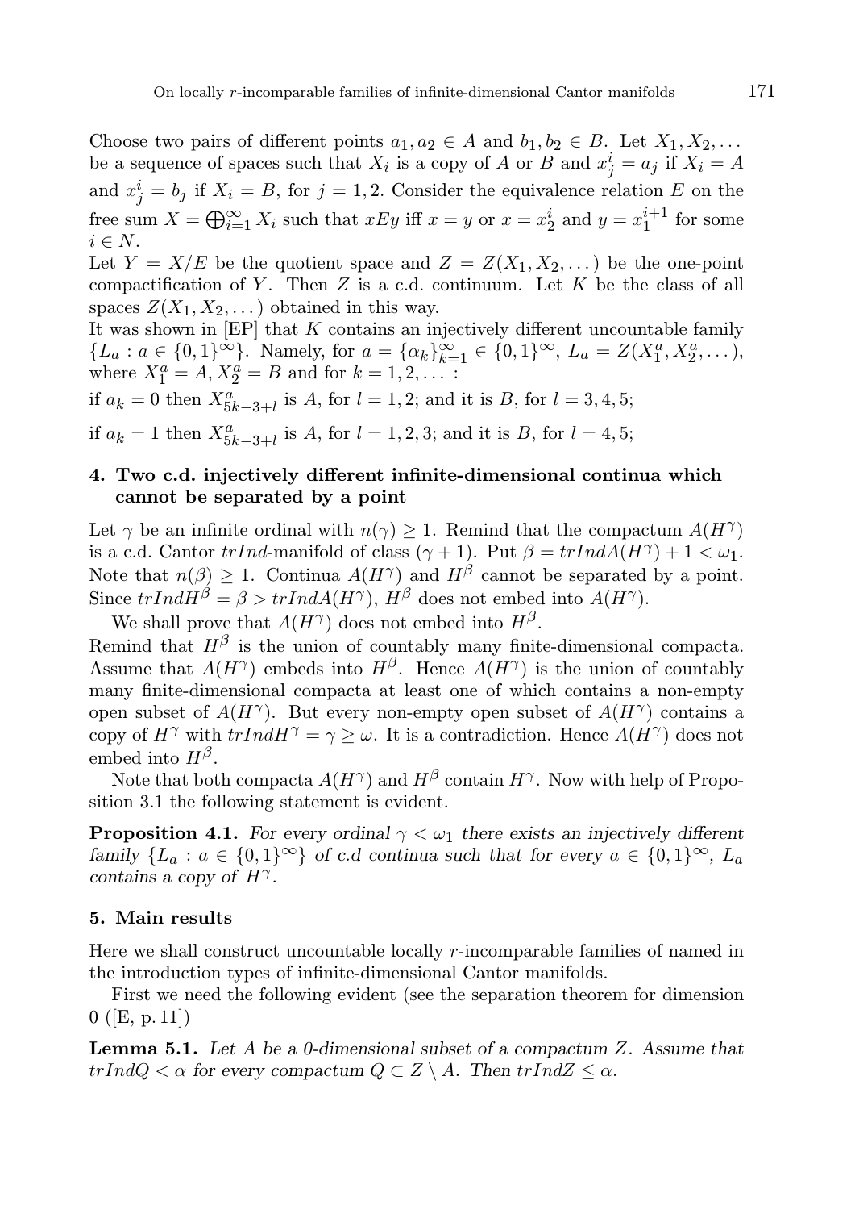Choose two pairs of different points $a_1, a_2 \in A$ and $b_1, b_2 \in B$. Let $X_1, X_2, \dots$ be a sequence of spaces such that $X_i$ is a copy of $A$ or $B$ and $x^i_j = a_j$ if $X_i = A$ and $x^i_j = b_j$ if $X_i = B$, for $j = 1, 2$. Consider the equivalence relation $E$ on the free sum $X = \bigoplus_{i=1}^{\infty} X_i$ such that $xEy$ iff $x = y$ or $x = x^i_2$ and $y = x^{i+1}_1$ for some $i \in N$.

Let $Y = X/E$ be the quotient space and $Z = Z(X_1, X_2, \dots)$ be the one-point compactification of $Y$. Then $Z$ is a c.d. continuum. Let $K$ be the class of all spaces $Z(X_1, X_2, \dots)$ obtained in this way.

It was shown in [EP] that $K$ contains an injectively different uncountable family $\{L_a : a \in \{0,1\}^{\infty}\}$. Namely, for $a = \{\alpha_k\}_{k=1}^{\infty} \in \{0,1\}^{\infty}$, $L_a = Z(X^a_1, X^a_2, \dots)$, where $X^a_1 = A, X^a_2 = B$ and for $k = 1, 2, \dots$ :

if $a_k = 0$ then $X^a_{5k-3+l}$ is $A$, for $l = 1, 2$; and it is $B$, for $l = 3, 4, 5$;

if $a_k = 1$ then $X^a_{5k-3+l}$ is $A$, for $l = 1, 2, 3$; and it is $B$, for $l = 4, 5$;

## 4. Two c.d. injectively different infinite-dimensional continua which cannot be separated by a point

Let $\gamma$ be an infinite ordinal with $n(\gamma) \geq 1$. Remind that the compactum $A(H^{\gamma})$ is a c.d. Cantor $trInd$-manifold of class $(\gamma + 1)$. Put $\beta = trIndA(H^{\gamma}) + 1 < \omega_1$. Note that $n(\beta) \geq 1$. Continua $A(H^{\gamma})$ and $H^{\beta}$ cannot be separated by a point. Since $trIndH^{\beta} = \beta > trIndA(H^{\gamma})$, $H^{\beta}$ does not embed into $A(H^{\gamma})$.

We shall prove that $A(H^{\gamma})$ does not embed into $H^{\beta}$.

Remind that $H^{\beta}$ is the union of countably many finite-dimensional compacta. Assume that $A(H^{\gamma})$ embeds into $H^{\beta}$. Hence $A(H^{\gamma})$ is the union of countably many finite-dimensional compacta at least one of which contains a non-empty open subset of $A(H^{\gamma})$. But every non-empty open subset of $A(H^{\gamma})$ contains a copy of $H^{\gamma}$ with $trIndH^{\gamma} = \gamma \geq \omega$. It is a contradiction. Hence $A(H^{\gamma})$ does not embed into $H^{\beta}$.

Note that both compacta $A(H^{\gamma})$ and $H^{\beta}$ contain $H^{\gamma}$. Now with help of Proposition 3.1 the following statement is evident.

**Proposition 4.1.** *For every ordinal $\gamma < \omega_1$ there exists an injectively different family $\{L_a : a \in \{0,1\}^{\infty}\}$ of c.d continua such that for every $a \in \{0,1\}^{\infty}$, $L_a$ contains a copy of $H^{\gamma}$.*

## 5. Main results

Here we shall construct uncountable locally $r$-incomparable families of named in the introduction types of infinite-dimensional Cantor manifolds.

First we need the following evident (see the separation theorem for dimension 0 ([E, p. 11])

**Lemma 5.1.** *Let $A$ be a 0-dimensional subset of a compactum $Z$. Assume that $trIndQ < \alpha$ for every compactum $Q \subset Z \setminus A$. Then $trIndZ \leq \alpha$.*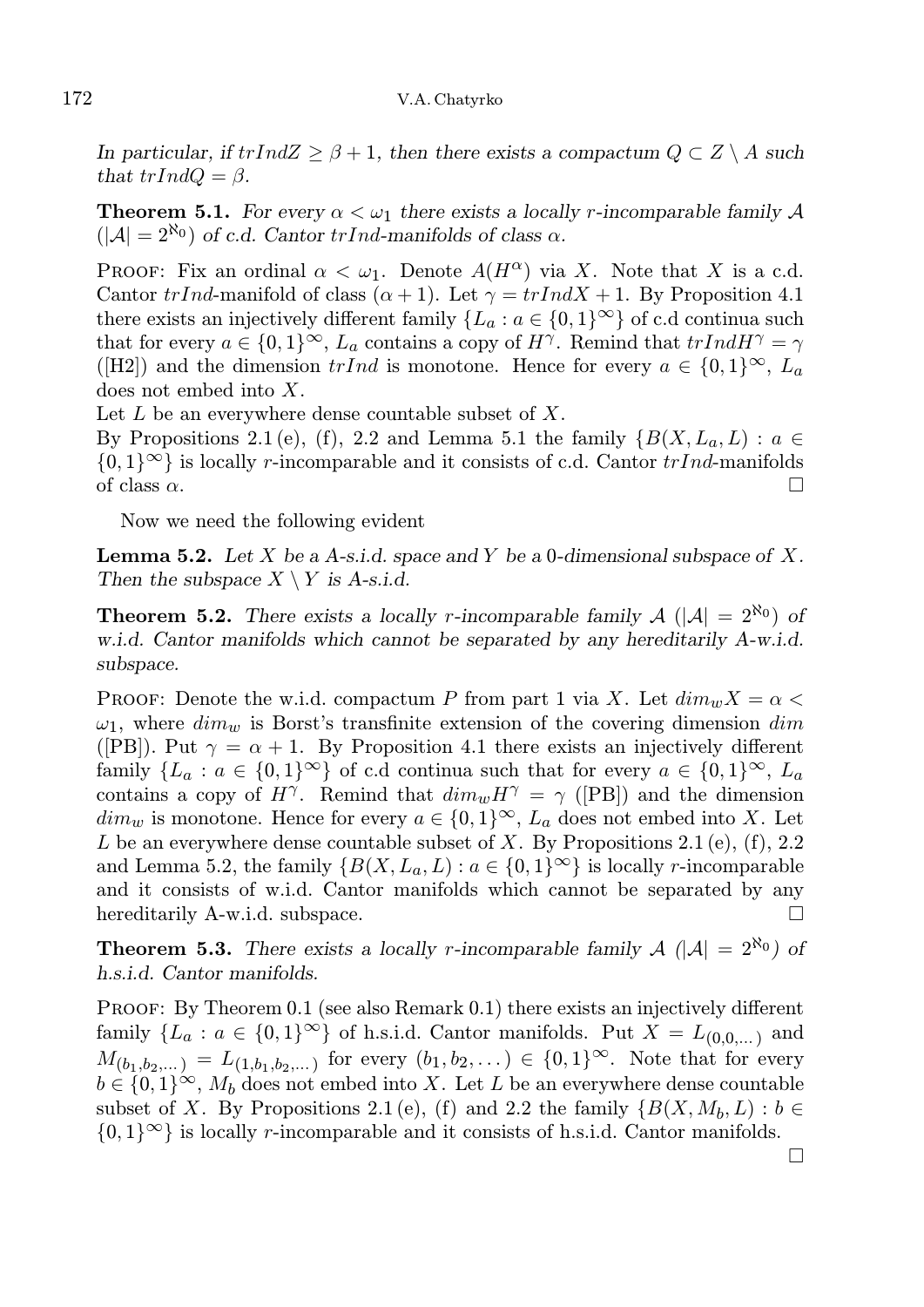*In particular, if $trIndZ \geq \beta + 1$, then there exists a compactum $Q \subset Z \setminus A$ such that $trIndQ = \beta$.*

**Theorem 5.1.** *For every $\alpha < \omega_1$ there exists a locally $r$-incomparable family $\mathcal{A}$ ($|\mathcal{A}| = 2^{\aleph_0}$) of c.d. Cantor $trInd$-manifolds of class $\alpha$.*

Proof: Fix an ordinal $\alpha < \omega_1$. Denote $A(H^\alpha)$ via $X$. Note that $X$ is a c.d. Cantor $trInd$-manifold of class $(\alpha + 1)$. Let $\gamma = trIndX + 1$. By Proposition 4.1 there exists an injectively different family $\{L_a : a \in \{0,1\}^\infty\}$ of c.d continua such that for every $a \in \{0,1\}^\infty$, $L_a$ contains a copy of $H^\gamma$. Remind that $trIndH^\gamma = \gamma$ ([H2]) and the dimension $trInd$ is monotone. Hence for every $a \in \{0,1\}^\infty$, $L_a$ does not embed into $X$.
Let $L$ be an everywhere dense countable subset of $X$.
By Propositions 2.1 (e), (f), 2.2 and Lemma 5.1 the family $\{B(X, L_a, L) : a \in \{0,1\}^\infty\}$ is locally $r$-incomparable and it consists of c.d. Cantor $trInd$-manifolds of class $\alpha$. $\square$

Now we need the following evident

**Lemma 5.2.** *Let $X$ be a A-s.i.d. space and $Y$ be a 0-dimensional subspace of $X$. Then the subspace $X \setminus Y$ is A-s.i.d.*

**Theorem 5.2.** *There exists a locally $r$-incomparable family $\mathcal{A}$ ($|\mathcal{A}| = 2^{\aleph_0}$) of w.i.d. Cantor manifolds which cannot be separated by any hereditarily A-w.i.d. subspace.*

Proof: Denote the w.i.d. compactum $P$ from part 1 via $X$. Let $dim_w X = \alpha < \omega_1$, where $dim_w$ is Borst's transfinite extension of the covering dimension $dim$ ([PB]). Put $\gamma = \alpha + 1$. By Proposition 4.1 there exists an injectively different family $\{L_a : a \in \{0,1\}^\infty\}$ of c.d continua such that for every $a \in \{0,1\}^\infty$, $L_a$ contains a copy of $H^\gamma$. Remind that $dim_w H^\gamma = \gamma$ ([PB]) and the dimension $dim_w$ is monotone. Hence for every $a \in \{0,1\}^\infty$, $L_a$ does not embed into $X$. Let $L$ be an everywhere dense countable subset of $X$. By Propositions 2.1 (e), (f), 2.2 and Lemma 5.2, the family $\{B(X, L_a, L) : a \in \{0,1\}^\infty\}$ is locally $r$-incomparable and it consists of w.i.d. Cantor manifolds which cannot be separated by any hereditarily A-w.i.d. subspace. $\square$

**Theorem 5.3.** *There exists a locally $r$-incomparable family $\mathcal{A}$ ($|\mathcal{A}| = 2^{\aleph_0}$) of h.s.i.d. Cantor manifolds.*

Proof: By Theorem 0.1 (see also Remark 0.1) there exists an injectively different family $\{L_a : a \in \{0,1\}^\infty\}$ of h.s.i.d. Cantor manifolds. Put $X = L_{(0,0,\dots)}$ and $M_{(b_1,b_2,\dots)} = L_{(1,b_1,b_2,\dots)}$ for every $(b_1, b_2, \dots) \in \{0,1\}^\infty$. Note that for every $b \in \{0,1\}^\infty$, $M_b$ does not embed into $X$. Let $L$ be an everywhere dense countable subset of $X$. By Propositions 2.1 (e), (f) and 2.2 the family $\{B(X, M_b, L) : b \in \{0,1\}^\infty\}$ is locally $r$-incomparable and it consists of h.s.i.d. Cantor manifolds. $\square$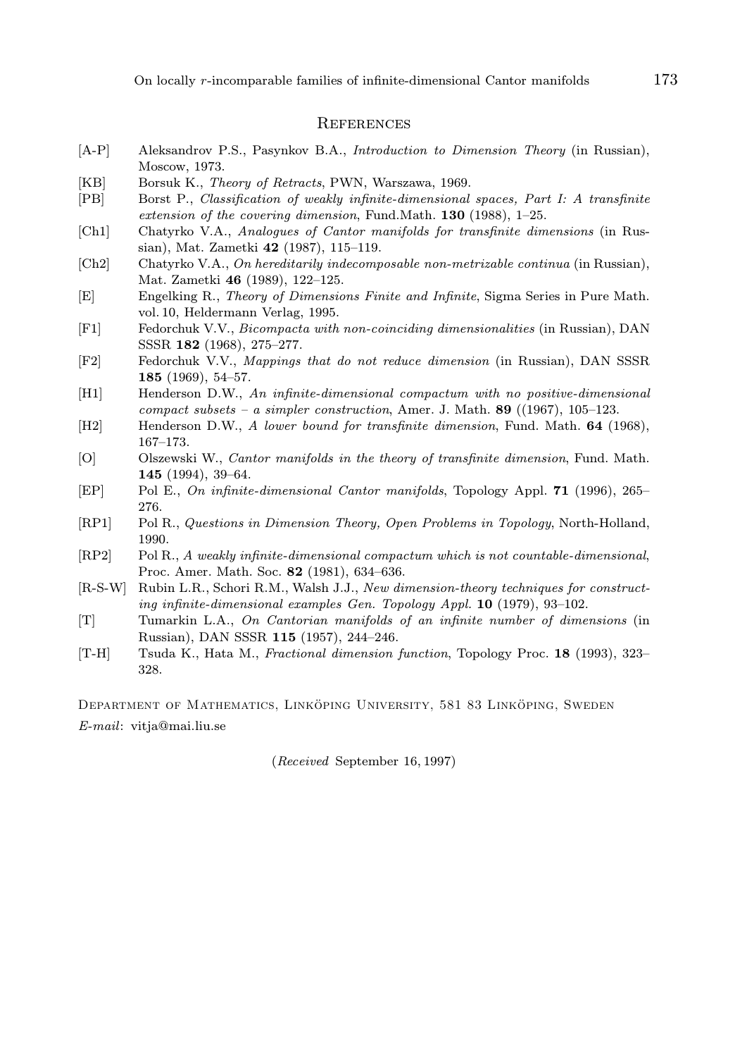## References

[A-P] Aleksandrov P.S., Pasynkov B.A., *Introduction to Dimension Theory* (in Russian), Moscow, 1973.

[KB] Borsuk K., *Theory of Retracts*, PWN, Warszawa, 1969.

[PB] Borst P., *Classification of weakly infinite-dimensional spaces, Part I: A transfinite extension of the covering dimension*, Fund.Math. **130** (1988), 1–25.

[Ch1] Chatyrko V.A., *Analogues of Cantor manifolds for transfinite dimensions* (in Russian), Mat. Zametki **42** (1987), 115–119.

[Ch2] Chatyrko V.A., *On hereditarily indecomposable non-metrizable continua* (in Russian), Mat. Zametki **46** (1989), 122–125.

[E] Engelking R., *Theory of Dimensions Finite and Infinite*, Sigma Series in Pure Math. vol. 10, Heldermann Verlag, 1995.

[F1] Fedorchuk V.V., *Bicompacta with non-coinciding dimensionalities* (in Russian), DAN SSSR **182** (1968), 275–277.

[F2] Fedorchuk V.V., *Mappings that do not reduce dimension* (in Russian), DAN SSSR **185** (1969), 54–57.

[H1] Henderson D.W., *An infinite-dimensional compactum with no positive-dimensional compact subsets – a simpler construction*, Amer. J. Math. **89** ((1967), 105–123.

[H2] Henderson D.W., *A lower bound for transfinite dimension*, Fund. Math. **64** (1968), 167–173.

[O] Olszewski W., *Cantor manifolds in the theory of transfinite dimension*, Fund. Math. **145** (1994), 39–64.

[EP] Pol E., *On infinite-dimensional Cantor manifolds*, Topology Appl. **71** (1996), 265–276.

[RP1] Pol R., *Questions in Dimension Theory, Open Problems in Topology*, North-Holland, 1990.

[RP2] Pol R., *A weakly infinite-dimensional compactum which is not countable-dimensional*, Proc. Amer. Math. Soc. **82** (1981), 634–636.

[R-S-W] Rubin L.R., Schori R.M., Walsh J.J., *New dimension-theory techniques for constructing infinite-dimensional examples Gen. Topology Appl.* **10** (1979), 93–102.

[T] Tumarkin L.A., *On Cantorian manifolds of an infinite number of dimensions* (in Russian), DAN SSSR **115** (1957), 244–246.

[T-H] Tsuda K., Hata M., *Fractional dimension function*, Topology Proc. **18** (1993), 323–328.

Department of Mathematics, Linköping University, 581 83 Linköping, Sweden

*E-mail*: vitja@mai.liu.se

(*Received* September 16, 1997)